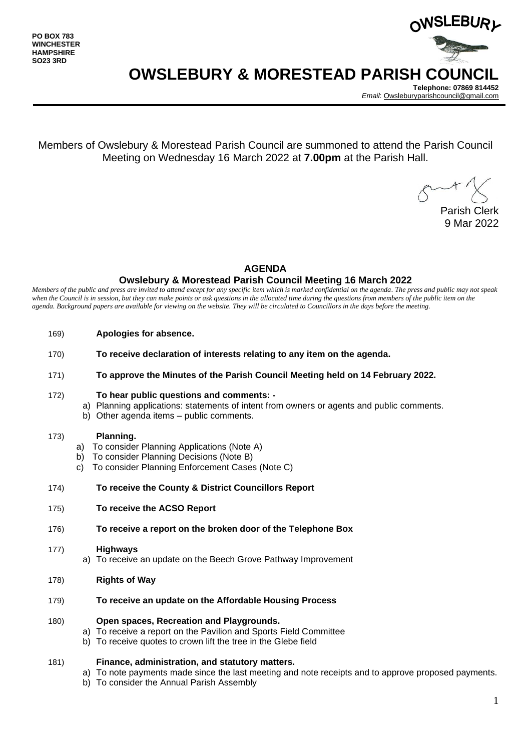PO BOX 783
WINCHESTER
HAMPSHIRE
SO23 3RD

OWSLEBURY

# OWSLEBURY & MORESTEAD PARISH COUNCIL

**Telephone: 07869 814452**
*Email*: Owsleburyparishcouncil@gmail.com

Members of Owslebury & Morestead Parish Council are summoned to attend the Parish Council Meeting on Wednesday 16 March 2022 at **7.00pm** at the Parish Hall.

Parish Clerk
9 Mar 2022

## AGENDA

### Owslebury & Morestead Parish Council Meeting 16 March 2022

*Members of the public and press are invited to attend except for any specific item which is marked confidential on the agenda. The press and public may not speak when the Council is in session, but they can make points or ask questions in the allocated time during the questions from members of the public item on the agenda. Background papers are available for viewing on the website. They will be circulated to Councillors in the days before the meeting.*

169) **Apologies for absence.**

170) **To receive declaration of interests relating to any item on the agenda.**

171) **To approve the Minutes of the Parish Council Meeting held on 14 February 2022.**

172) **To hear public questions and comments: -**
   a) Planning applications: statements of intent from owners or agents and public comments.
   b) Other agenda items – public comments.

173) **Planning.**
   a) To consider Planning Applications (Note A)
   b) To consider Planning Decisions (Note B)
   c) To consider Planning Enforcement Cases (Note C)

174) **To receive the County & District Councillors Report**

175) **To receive the ACSO Report**

176) **To receive a report on the broken door of the Telephone Box**

177) **Highways**
   a) To receive an update on the Beech Grove Pathway Improvement

178) **Rights of Way**

179) **To receive an update on the Affordable Housing Process**

180) **Open spaces, Recreation and Playgrounds.**
   a) To receive a report on the Pavilion and Sports Field Committee
   b) To receive quotes to crown lift the tree in the Glebe field

181) **Finance, administration, and statutory matters.**
   a) To note payments made since the last meeting and note receipts and to approve proposed payments.
   b) To consider the Annual Parish Assembly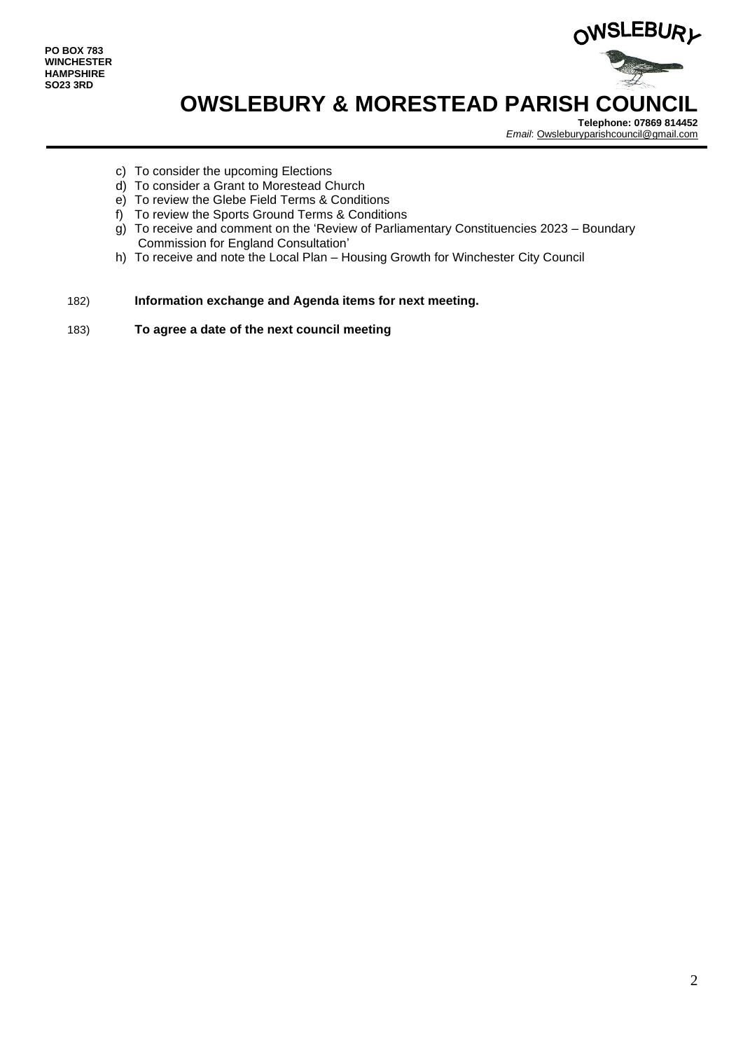PO BOX 783
WINCHESTER
HAMPSHIRE
SO23 3RD

# OWSLEBURY & MORESTEAD PARISH COUNCIL

**Telephone: 07869 814452**
*Email*: Owsleburyparishcouncil@gmail.com

c) To consider the upcoming Elections
d) To consider a Grant to Morestead Church
e) To review the Glebe Field Terms & Conditions
f) To review the Sports Ground Terms & Conditions
g) To receive and comment on the 'Review of Parliamentary Constituencies 2023 – Boundary Commission for England Consultation'
h) To receive and note the Local Plan – Housing Growth for Winchester City Council

182) **Information exchange and Agenda items for next meeting.**

183) **To agree a date of the next council meeting**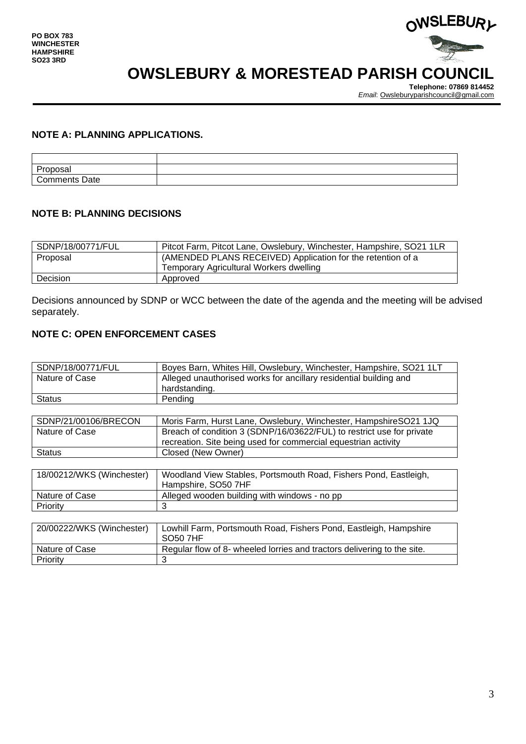PO BOX 783
WINCHESTER
HAMPSHIRE
SO23 3RD

OWSLEBURY

# OWSLEBURY & MORESTEAD PARISH COUNCIL

**Telephone: 07869 814452**
*Email*: Owsleburyparishcouncil@gmail.com

## NOTE A: PLANNING APPLICATIONS.

| | |
|---|---|
| Proposal | |
| Comments Date | |

## NOTE B: PLANNING DECISIONS

| | |
|---|---|
| SDNP/18/00771/FUL | Pitcot Farm, Pitcot Lane, Owslebury, Winchester, Hampshire, SO21 1LR |
| Proposal | (AMENDED PLANS RECEIVED) Application for the retention of a Temporary Agricultural Workers dwelling |
| Decision | Approved |

Decisions announced by SDNP or WCC between the date of the agenda and the meeting will be advised separately.

## NOTE C: OPEN ENFORCEMENT CASES

| | |
|---|---|
| SDNP/18/00771/FUL | Boyes Barn, Whites Hill, Owslebury, Winchester, Hampshire, SO21 1LT |
| Nature of Case | Alleged unauthorised works for ancillary residential building and hardstanding. |
| Status | Pending |

| | |
|---|---|
| SDNP/21/00106/BRECON | Moris Farm, Hurst Lane, Owslebury, Winchester, HampshireSO21 1JQ |
| Nature of Case | Breach of condition 3 (SDNP/16/03622/FUL) to restrict use for private recreation. Site being used for commercial equestrian activity |
| Status | Closed (New Owner) |

| | |
|---|---|
| 18/00212/WKS (Winchester) | Woodland View Stables, Portsmouth Road, Fishers Pond, Eastleigh, Hampshire, SO50 7HF |
| Nature of Case | Alleged wooden building with windows - no pp |
| Priority | 3 |

| | |
|---|---|
| 20/00222/WKS (Winchester) | Lowhill Farm, Portsmouth Road, Fishers Pond, Eastleigh, Hampshire SO50 7HF |
| Nature of Case | Regular flow of 8- wheeled lorries and tractors delivering to the site. |
| Priority | 3 |